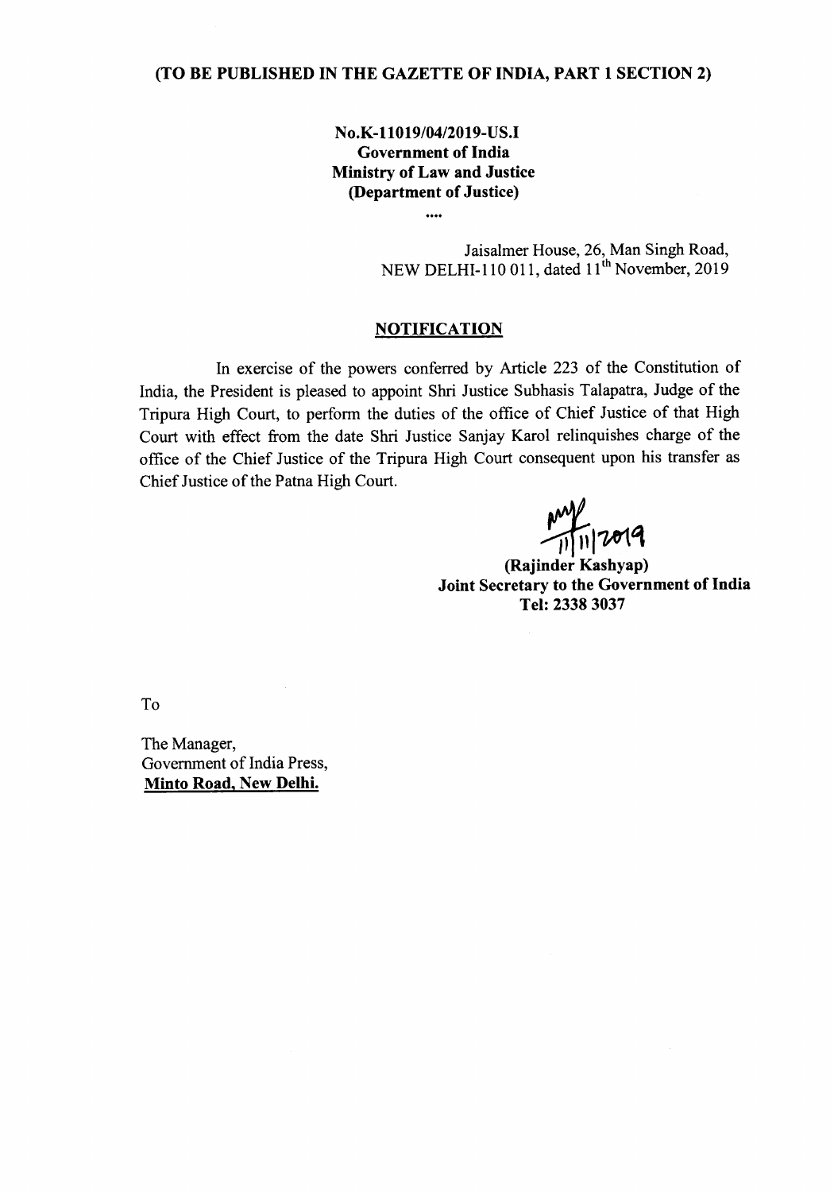**(TO BE PUBLISHED IN THE GAZETTE OF INDIA, PART 1 SECTION 2)**

**No.K-11019/04/2019-US.I**
**Government of India**
**Ministry of Law and Justice**
**(Department of Justice)**

....

Jaisalmer House, 26, Man Singh Road,
NEW DELHI-110 011, dated 11th November, 2019

## NOTIFICATION

In exercise of the powers conferred by Article 223 of the Constitution of India, the President is pleased to appoint Shri Justice Subhasis Talapatra, Judge of the Tripura High Court, to perform the duties of the office of Chief Justice of that High Court with effect from the date Shri Justice Sanjay Karol relinquishes charge of the office of the Chief Justice of the Tripura High Court consequent upon his transfer as Chief Justice of the Patna High Court.

11/11/2019

**(Rajinder Kashyap)**
**Joint Secretary to the Government of India**
**Tel: 2338 3037**

To

The Manager,
Government of India Press,
**Minto Road, New Delhi.**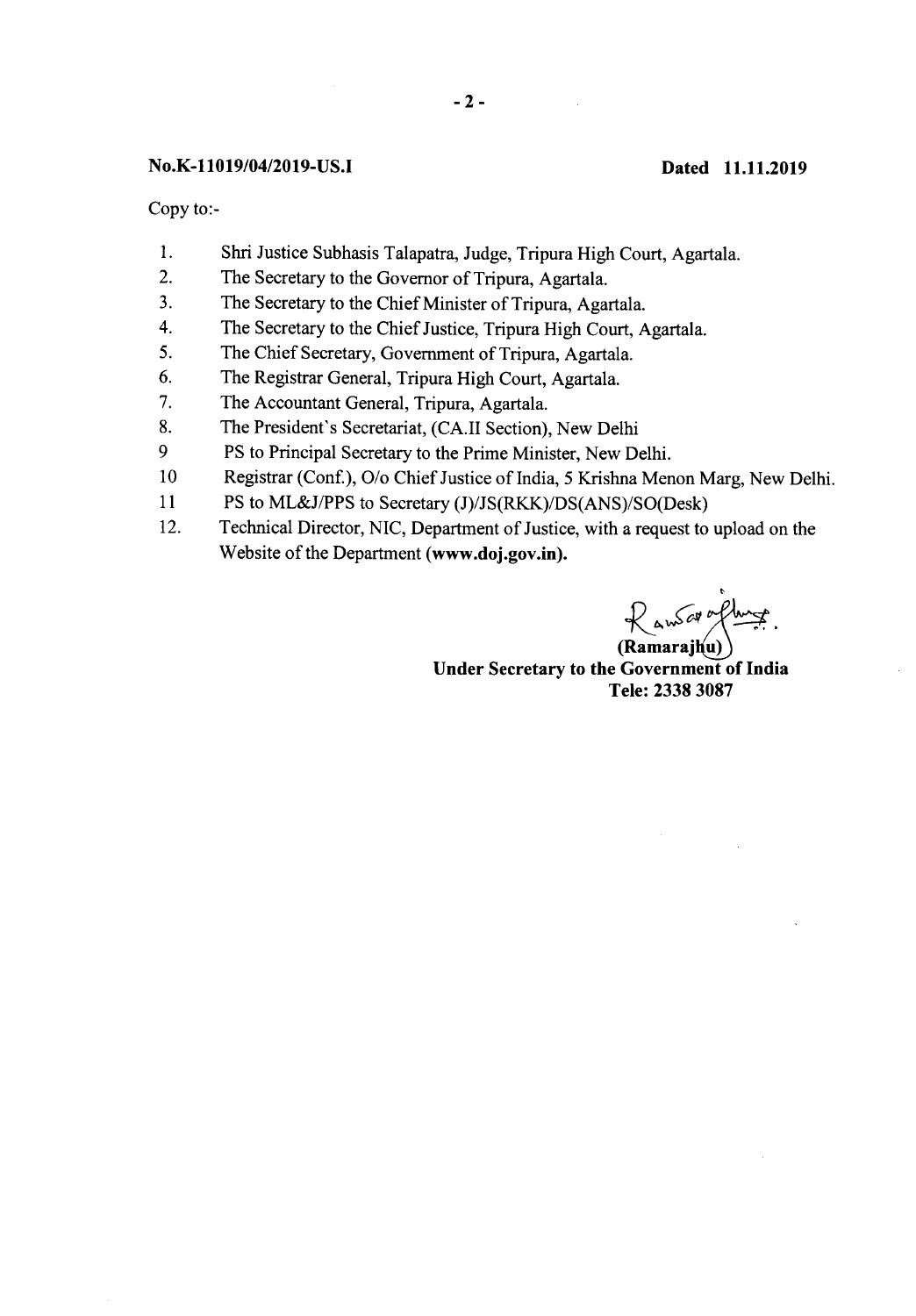**No.K-11019/04/2019-US.I** **Dated 11.11.2019**

Copy to:-

1. Shri Justice Subhasis Talapatra, Judge, Tripura High Court, Agartala.
2. The Secretary to the Governor of Tripura, Agartala.
3. The Secretary to the Chief Minister of Tripura, Agartala.
4. The Secretary to the Chief Justice, Tripura High Court, Agartala.
5. The Chief Secretary, Government of Tripura, Agartala.
6. The Registrar General, Tripura High Court, Agartala.
7. The Accountant General, Tripura, Agartala.
8. The President's Secretariat, (CA.II Section), New Delhi
9. PS to Principal Secretary to the Prime Minister, New Delhi.
10. Registrar (Conf.), O/o Chief Justice of India, 5 Krishna Menon Marg, New Delhi.
11. PS to ML&J/PPS to Secretary (J)/JS(RKK)/DS(ANS)/SO(Desk)
12. Technical Director, NIC, Department of Justice, with a request to upload on the Website of the Department (**www.doj.gov.in**).

**(Ramarajhu)**
**Under Secretary to the Government of India**
**Tele: 2338 3087**